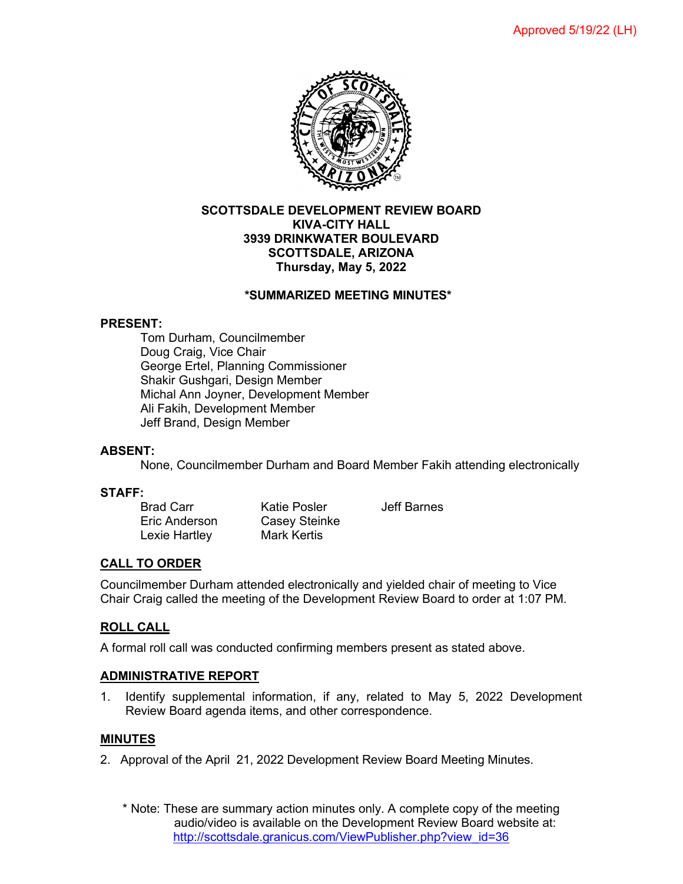Approved 5/19/22 (LH)

**SCOTTSDALE DEVELOPMENT REVIEW BOARD**
**KIVA-CITY HALL**
**3939 DRINKWATER BOULEVARD**
**SCOTTSDALE, ARIZONA**
**Thursday, May 5, 2022**

**\*SUMMARIZED MEETING MINUTES\***

**PRESENT:**

Tom Durham, Councilmember
Doug Craig, Vice Chair
George Ertel, Planning Commissioner
Shakir Gushgari, Design Member
Michal Ann Joyner, Development Member
Ali Fakih, Development Member
Jeff Brand, Design Member

**ABSENT:**

None, Councilmember Durham and Board Member Fakih attending electronically

**STAFF:**

| | | |
|---|---|---|
| Brad Carr | Katie Posler | Jeff Barnes |
| Eric Anderson | Casey Steinke | |
| Lexie Hartley | Mark Kertis | |

## CALL TO ORDER

Councilmember Durham attended electronically and yielded chair of meeting to Vice Chair Craig called the meeting of the Development Review Board to order at 1:07 PM.

## ROLL CALL

A formal roll call was conducted confirming members present as stated above.

## ADMINISTRATIVE REPORT

1. Identify supplemental information, if any, related to May 5, 2022 Development Review Board agenda items, and other correspondence.

## MINUTES

2. Approval of the April 21, 2022 Development Review Board Meeting Minutes.

\* Note: These are summary action minutes only. A complete copy of the meeting audio/video is available on the Development Review Board website at: http://scottsdale.granicus.com/ViewPublisher.php?view_id=36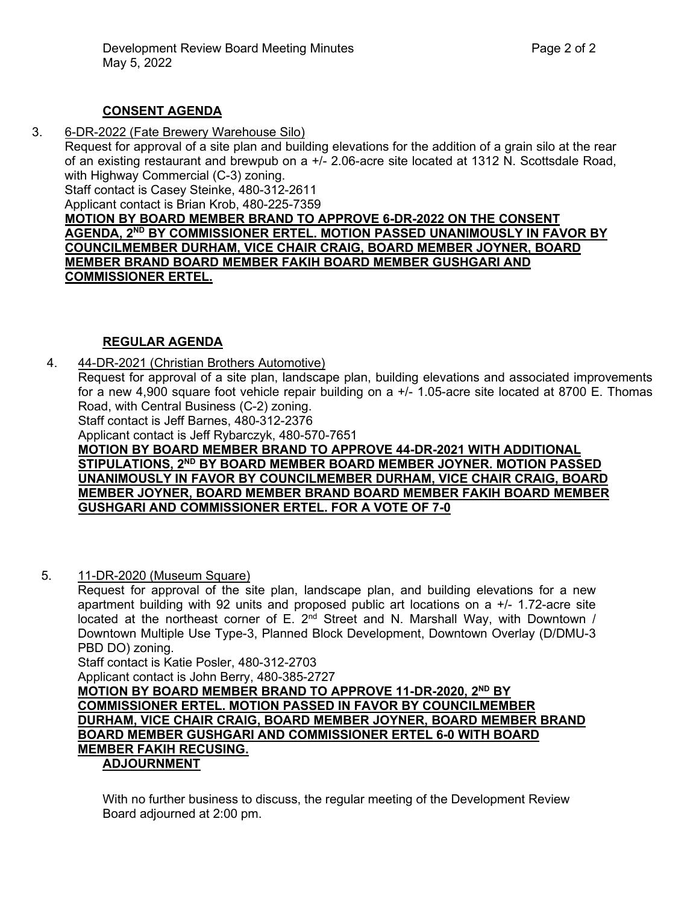## CONSENT AGENDA

3. 6-DR-2022 (Fate Brewery Warehouse Silo)

   Request for approval of a site plan and building elevations for the addition of a grain silo at the rear of an existing restaurant and brewpub on a +/- 2.06-acre site located at 1312 N. Scottsdale Road, with Highway Commercial (C-3) zoning.

   Staff contact is Casey Steinke, 480-312-2611

   Applicant contact is Brian Krob, 480-225-7359

   **MOTION BY BOARD MEMBER BRAND TO APPROVE 6-DR-2022 ON THE CONSENT AGENDA, 2ND BY COMMISSIONER ERTEL. MOTION PASSED UNANIMOUSLY IN FAVOR BY COUNCILMEMBER DURHAM, VICE CHAIR CRAIG, BOARD MEMBER JOYNER, BOARD MEMBER BRAND BOARD MEMBER FAKIH BOARD MEMBER GUSHGARI AND COMMISSIONER ERTEL.**

## REGULAR AGENDA

4. 44-DR-2021 (Christian Brothers Automotive)

   Request for approval of a site plan, landscape plan, building elevations and associated improvements for a new 4,900 square foot vehicle repair building on a +/- 1.05-acre site located at 8700 E. Thomas Road, with Central Business (C-2) zoning.

   Staff contact is Jeff Barnes, 480-312-2376

   Applicant contact is Jeff Rybarczyk, 480-570-7651

   **MOTION BY BOARD MEMBER BRAND TO APPROVE 44-DR-2021 WITH ADDITIONAL STIPULATIONS, 2ND BY BOARD MEMBER BOARD MEMBER JOYNER. MOTION PASSED UNANIMOUSLY IN FAVOR BY COUNCILMEMBER DURHAM, VICE CHAIR CRAIG, BOARD MEMBER JOYNER, BOARD MEMBER BRAND BOARD MEMBER FAKIH BOARD MEMBER GUSHGARI AND COMMISSIONER ERTEL. FOR A VOTE OF 7-0**

5. 11-DR-2020 (Museum Square)

   Request for approval of the site plan, landscape plan, and building elevations for a new apartment building with 92 units and proposed public art locations on a +/- 1.72-acre site located at the northeast corner of E. 2nd Street and N. Marshall Way, with Downtown / Downtown Multiple Use Type-3, Planned Block Development, Downtown Overlay (D/DMU-3 PBD DO) zoning.

   Staff contact is Katie Posler, 480-312-2703

   Applicant contact is John Berry, 480-385-2727

   **MOTION BY BOARD MEMBER BRAND TO APPROVE 11-DR-2020, 2ND BY COMMISSIONER ERTEL. MOTION PASSED IN FAVOR BY COUNCILMEMBER DURHAM, VICE CHAIR CRAIG, BOARD MEMBER JOYNER, BOARD MEMBER BRAND BOARD MEMBER GUSHGARI AND COMMISSIONER ERTEL 6-0 WITH BOARD MEMBER FAKIH RECUSING.**

## ADJOURNMENT

With no further business to discuss, the regular meeting of the Development Review Board adjourned at 2:00 pm.